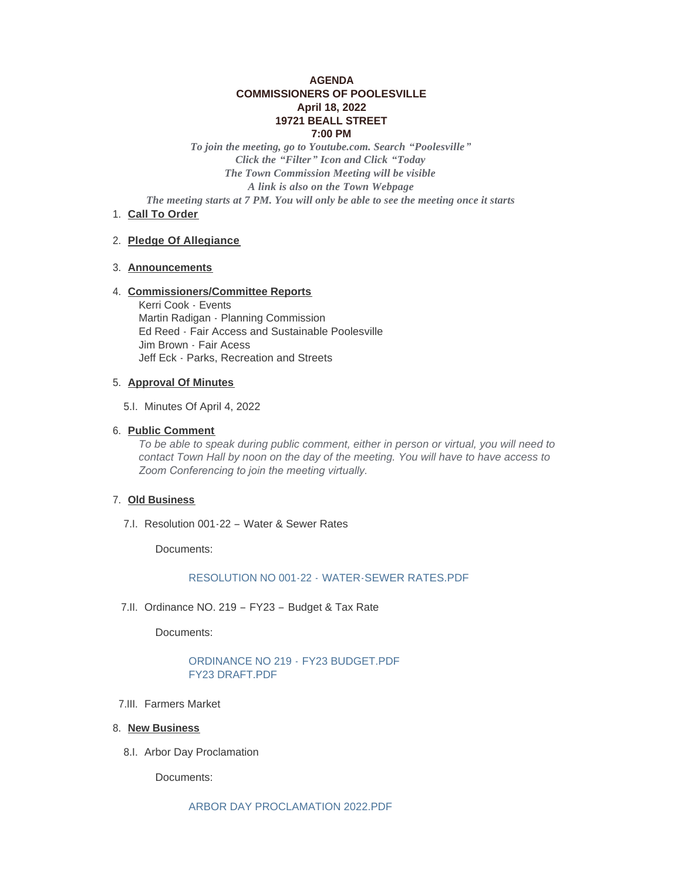**AGENDA**
**COMMISSIONERS OF POOLESVILLE**
**April 18, 2022**
**19721 BEALL STREET**
**7:00 PM**

*To join the meeting, go to Youtube.com. Search "Poolesville"*
*Click the "Filter" Icon and Click "Today*
*The Town Commission Meeting will be visible*
*A link is also on the Town Webpage*
*The meeting starts at 7 PM. You will only be able to see the meeting once it starts*

1. **Call To Order**

2. **Pledge Of Allegiance**

3. **Announcements**

4. **Commissioners/Committee Reports**

   Kerri Cook - Events
   Martin Radigan - Planning Commission
   Ed Reed - Fair Access and Sustainable Poolesville
   Jim Brown - Fair Acess
   Jeff Eck - Parks, Recreation and Streets

5. **Approval Of Minutes**

   5.I. Minutes Of April 4, 2022

6. **Public Comment**

   *To be able to speak during public comment, either in person or virtual, you will need to contact Town Hall by noon on the day of the meeting. You will have to have access to Zoom Conferencing to join the meeting virtually.*

7. **Old Business**

   7.I. Resolution 001-22 – Water & Sewer Rates

   Documents:

   RESOLUTION NO 001-22 - WATER-SEWER RATES.PDF

   7.II. Ordinance NO. 219 – FY23 – Budget & Tax Rate

   Documents:

   ORDINANCE NO 219 - FY23 BUDGET.PDF
   FY23 DRAFT.PDF

   7.III. Farmers Market

8. **New Business**

   8.I. Arbor Day Proclamation

   Documents:

   ARBOR DAY PROCLAMATION 2022.PDF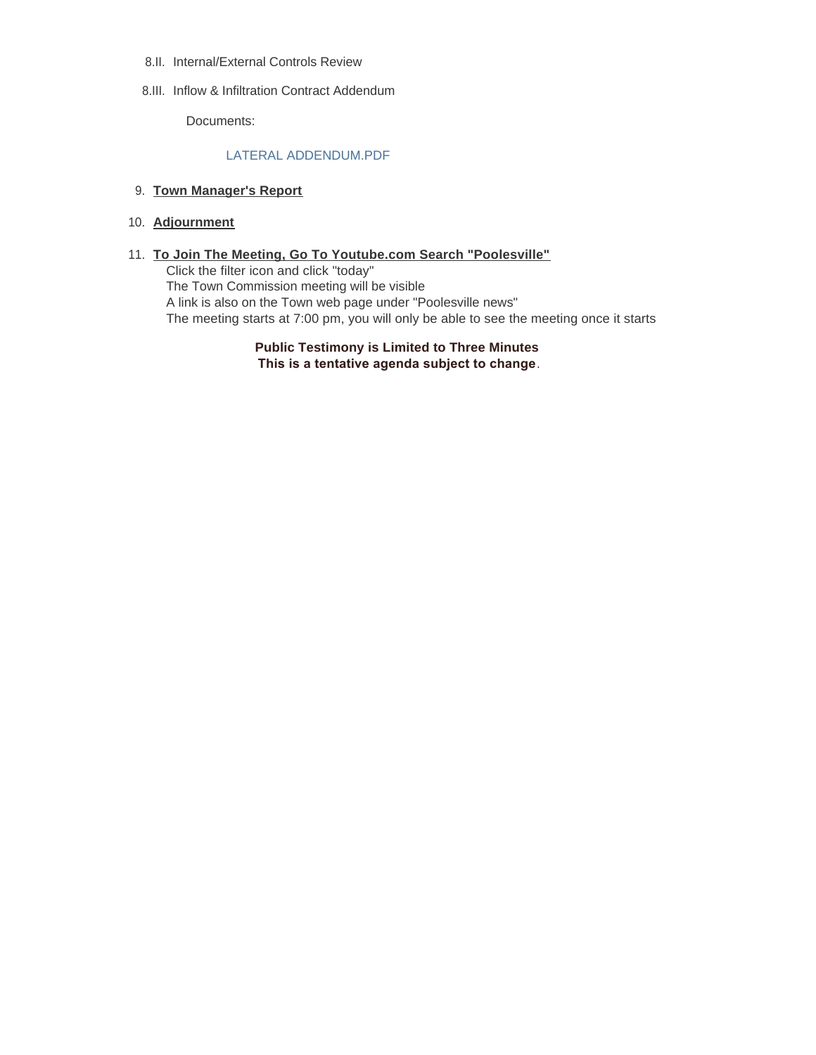8.II. Internal/External Controls Review

8.III. Inflow & Infiltration Contract Addendum

Documents:

LATERAL ADDENDUM.PDF

9. **Town Manager's Report**

10. **Adjournment**

11. **To Join The Meeting, Go To Youtube.com Search "Poolesville"**
    Click the filter icon and click "today"
    The Town Commission meeting will be visible
    A link is also on the Town web page under "Poolesville news"
    The meeting starts at 7:00 pm, you will only be able to see the meeting once it starts

**Public Testimony is Limited to Three Minutes**
**This is a tentative agenda subject to change**.